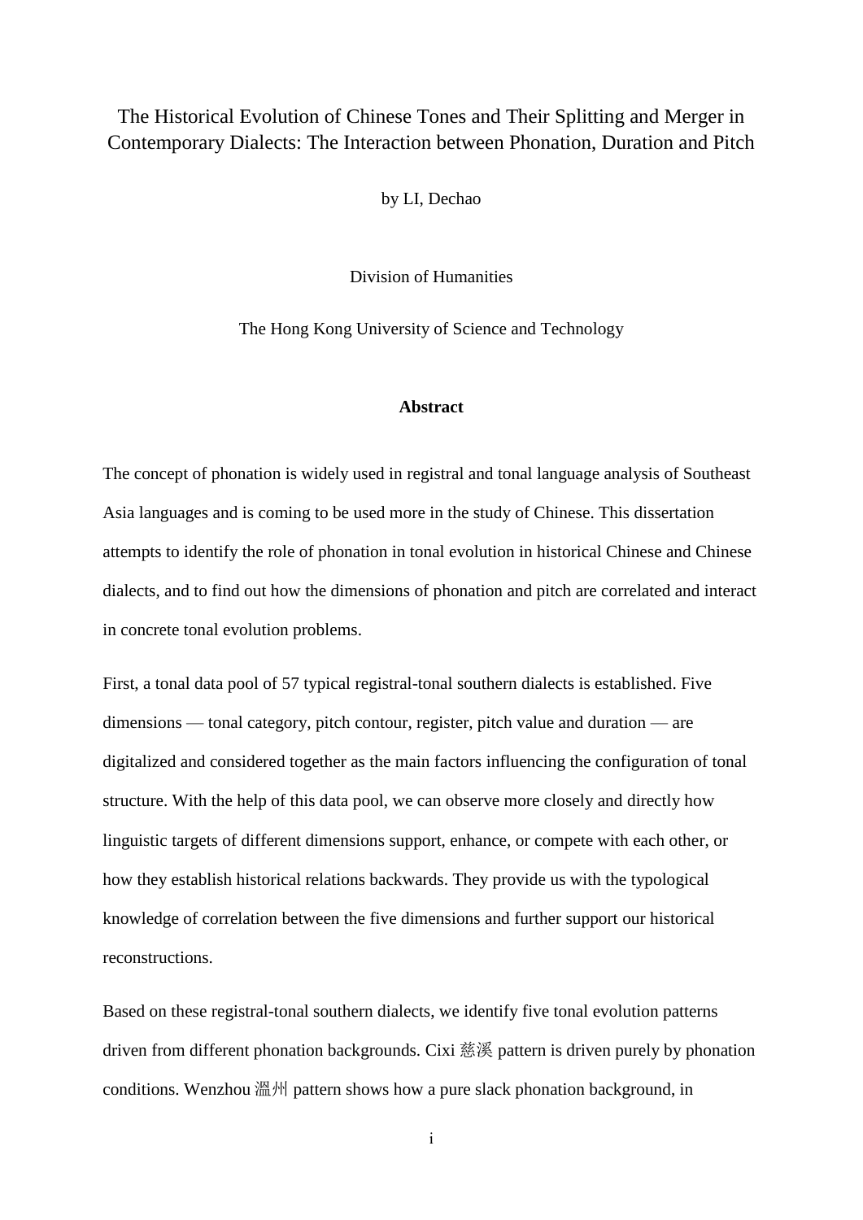# The Historical Evolution of Chinese Tones and Their Splitting and Merger in Contemporary Dialects: The Interaction between Phonation, Duration and Pitch

by LI, Dechao

Division of Humanities

The Hong Kong University of Science and Technology

## Abstract

The concept of phonation is widely used in registral and tonal language analysis of Southeast Asia languages and is coming to be used more in the study of Chinese. This dissertation attempts to identify the role of phonation in tonal evolution in historical Chinese and Chinese dialects, and to find out how the dimensions of phonation and pitch are correlated and interact in concrete tonal evolution problems.

First, a tonal data pool of 57 typical registral-tonal southern dialects is established. Five dimensions — tonal category, pitch contour, register, pitch value and duration — are digitalized and considered together as the main factors influencing the configuration of tonal structure. With the help of this data pool, we can observe more closely and directly how linguistic targets of different dimensions support, enhance, or compete with each other, or how they establish historical relations backwards. They provide us with the typological knowledge of correlation between the five dimensions and further support our historical reconstructions.

Based on these registral-tonal southern dialects, we identify five tonal evolution patterns driven from different phonation backgrounds. Cixi 慈溪 pattern is driven purely by phonation conditions. Wenzhou 溫州 pattern shows how a pure slack phonation background, in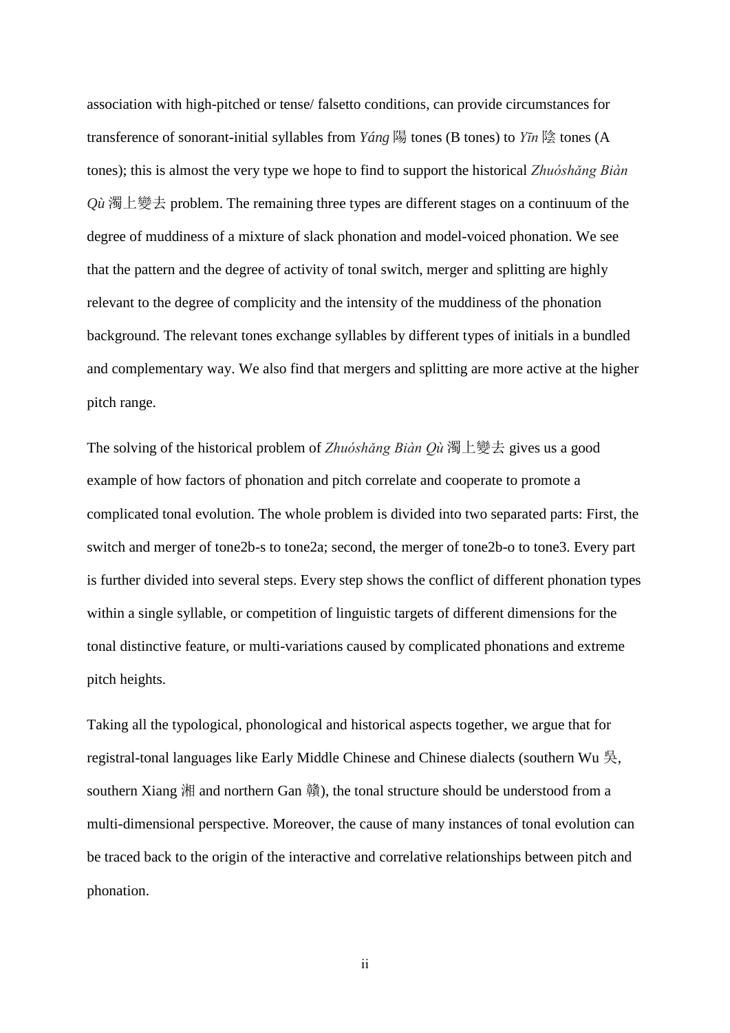association with high-pitched or tense/ falsetto conditions, can provide circumstances for transference of sonorant-initial syllables from *Yáng* 陽 tones (B tones) to *Yīn* 陰 tones (A tones); this is almost the very type we hope to find to support the historical *Zhuóshǎng Biàn Qù* 濁上變去 problem. The remaining three types are different stages on a continuum of the degree of muddiness of a mixture of slack phonation and model-voiced phonation. We see that the pattern and the degree of activity of tonal switch, merger and splitting are highly relevant to the degree of complicity and the intensity of the muddiness of the phonation background. The relevant tones exchange syllables by different types of initials in a bundled and complementary way. We also find that mergers and splitting are more active at the higher pitch range.

The solving of the historical problem of *Zhuóshǎng Biàn Qù* 濁上變去 gives us a good example of how factors of phonation and pitch correlate and cooperate to promote a complicated tonal evolution. The whole problem is divided into two separated parts: First, the switch and merger of tone2b-s to tone2a; second, the merger of tone2b-o to tone3. Every part is further divided into several steps. Every step shows the conflict of different phonation types within a single syllable, or competition of linguistic targets of different dimensions for the tonal distinctive feature, or multi-variations caused by complicated phonations and extreme pitch heights.

Taking all the typological, phonological and historical aspects together, we argue that for registral-tonal languages like Early Middle Chinese and Chinese dialects (southern Wu 吳, southern Xiang 湘 and northern Gan 贛), the tonal structure should be understood from a multi-dimensional perspective. Moreover, the cause of many instances of tonal evolution can be traced back to the origin of the interactive and correlative relationships between pitch and phonation.